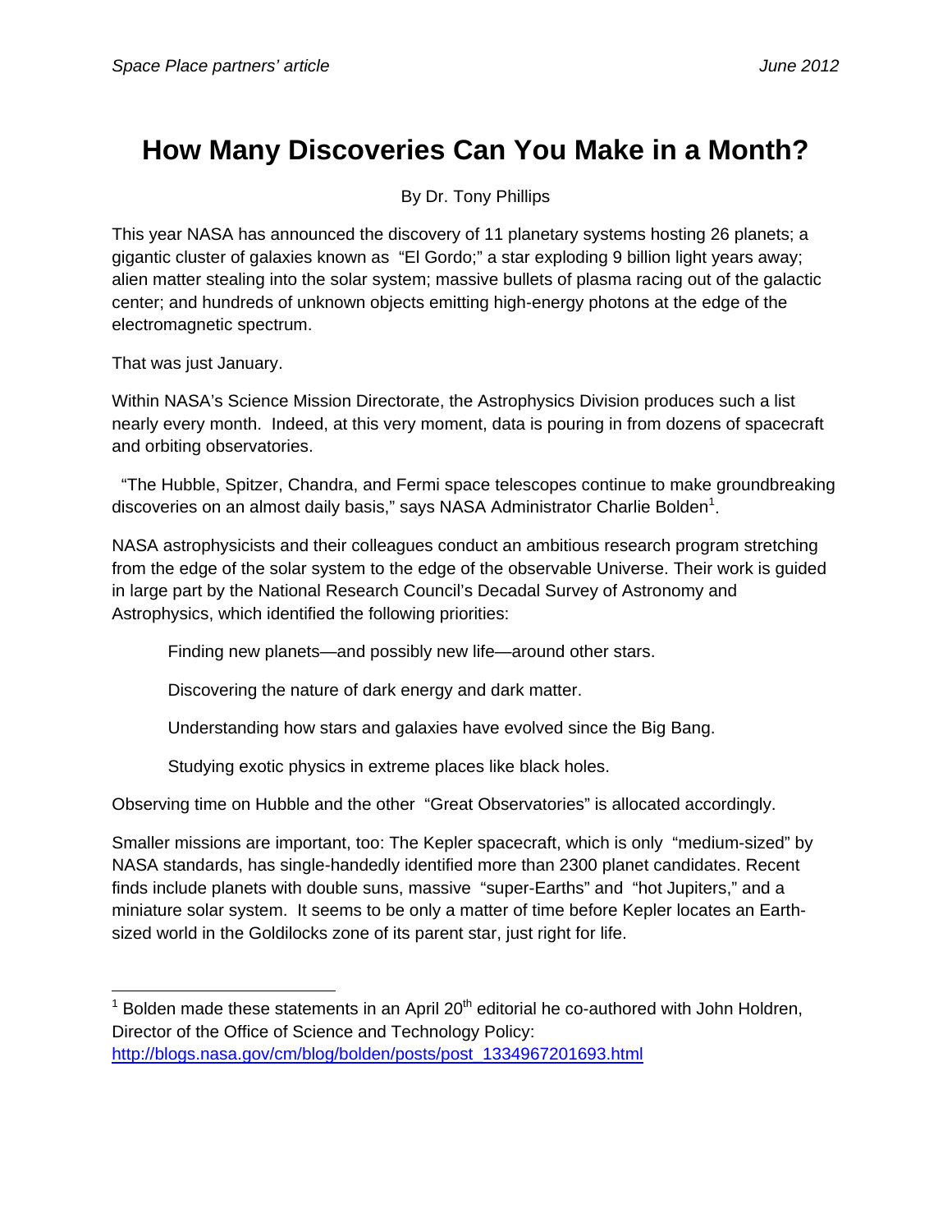# How Many Discoveries Can You Make in a Month?

By Dr. Tony Phillips

This year NASA has announced the discovery of 11 planetary systems hosting 26 planets; a gigantic cluster of galaxies known as "El Gordo;" a star exploding 9 billion light years away; alien matter stealing into the solar system; massive bullets of plasma racing out of the galactic center; and hundreds of unknown objects emitting high-energy photons at the edge of the electromagnetic spectrum.

That was just January.

Within NASA's Science Mission Directorate, the Astrophysics Division produces such a list nearly every month. Indeed, at this very moment, data is pouring in from dozens of spacecraft and orbiting observatories.

"The Hubble, Spitzer, Chandra, and Fermi space telescopes continue to make groundbreaking discoveries on an almost daily basis," says NASA Administrator Charlie Bolden[1].

NASA astrophysicists and their colleagues conduct an ambitious research program stretching from the edge of the solar system to the edge of the observable Universe. Their work is guided in large part by the National Research Council's Decadal Survey of Astronomy and Astrophysics, which identified the following priorities:

> Finding new planets—and possibly new life—around other stars.
>
> Discovering the nature of dark energy and dark matter.
>
> Understanding how stars and galaxies have evolved since the Big Bang.
>
> Studying exotic physics in extreme places like black holes.

Observing time on Hubble and the other "Great Observatories" is allocated accordingly.

Smaller missions are important, too: The Kepler spacecraft, which is only "medium-sized" by NASA standards, has single-handedly identified more than 2300 planet candidates. Recent finds include planets with double suns, massive "super-Earths" and "hot Jupiters," and a miniature solar system. It seems to be only a matter of time before Kepler locates an Earth-sized world in the Goldilocks zone of its parent star, just right for life.

---

[1] Bolden made these statements in an April 20th editorial he co-authored with John Holdren, Director of the Office of Science and Technology Policy: http://blogs.nasa.gov/cm/blog/bolden/posts/post_1334967201693.html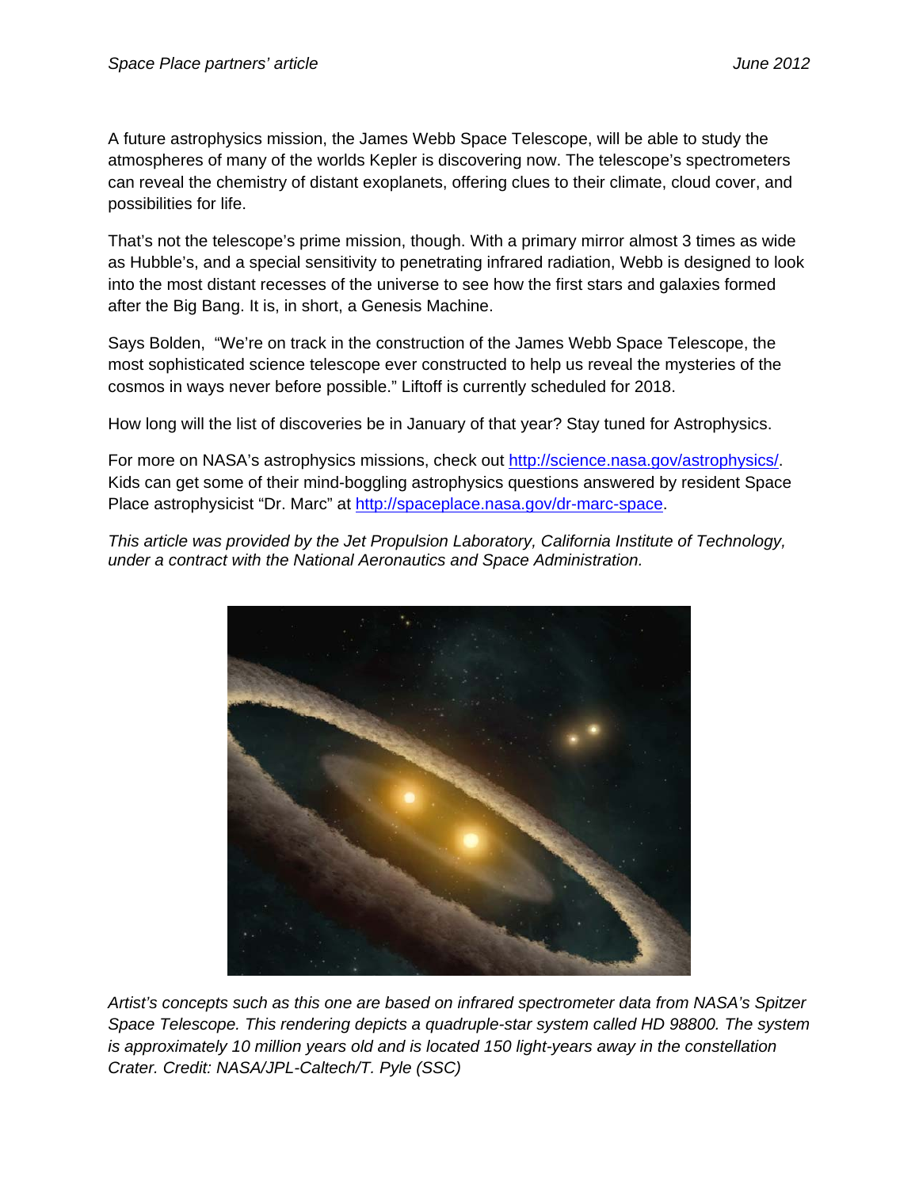A future astrophysics mission, the James Webb Space Telescope, will be able to study the atmospheres of many of the worlds Kepler is discovering now. The telescope's spectrometers can reveal the chemistry of distant exoplanets, offering clues to their climate, cloud cover, and possibilities for life.

That's not the telescope's prime mission, though. With a primary mirror almost 3 times as wide as Hubble's, and a special sensitivity to penetrating infrared radiation, Webb is designed to look into the most distant recesses of the universe to see how the first stars and galaxies formed after the Big Bang. It is, in short, a Genesis Machine.

Says Bolden, "We're on track in the construction of the James Webb Space Telescope, the most sophisticated science telescope ever constructed to help us reveal the mysteries of the cosmos in ways never before possible." Liftoff is currently scheduled for 2018.

How long will the list of discoveries be in January of that year? Stay tuned for Astrophysics.

For more on NASA's astrophysics missions, check out [http://science.nasa.gov/astrophysics/](http://science.nasa.gov/astrophysics/). Kids can get some of their mind-boggling astrophysics questions answered by resident Space Place astrophysicist "Dr. Marc" at [http://spaceplace.nasa.gov/dr-marc-space](http://spaceplace.nasa.gov/dr-marc-space).

*This article was provided by the Jet Propulsion Laboratory, California Institute of Technology, under a contract with the National Aeronautics and Space Administration.*

*Artist's concepts such as this one are based on infrared spectrometer data from NASA's Spitzer Space Telescope. This rendering depicts a quadruple-star system called HD 98800. The system is approximately 10 million years old and is located 150 light-years away in the constellation Crater. Credit: NASA/JPL-Caltech/T. Pyle (SSC)*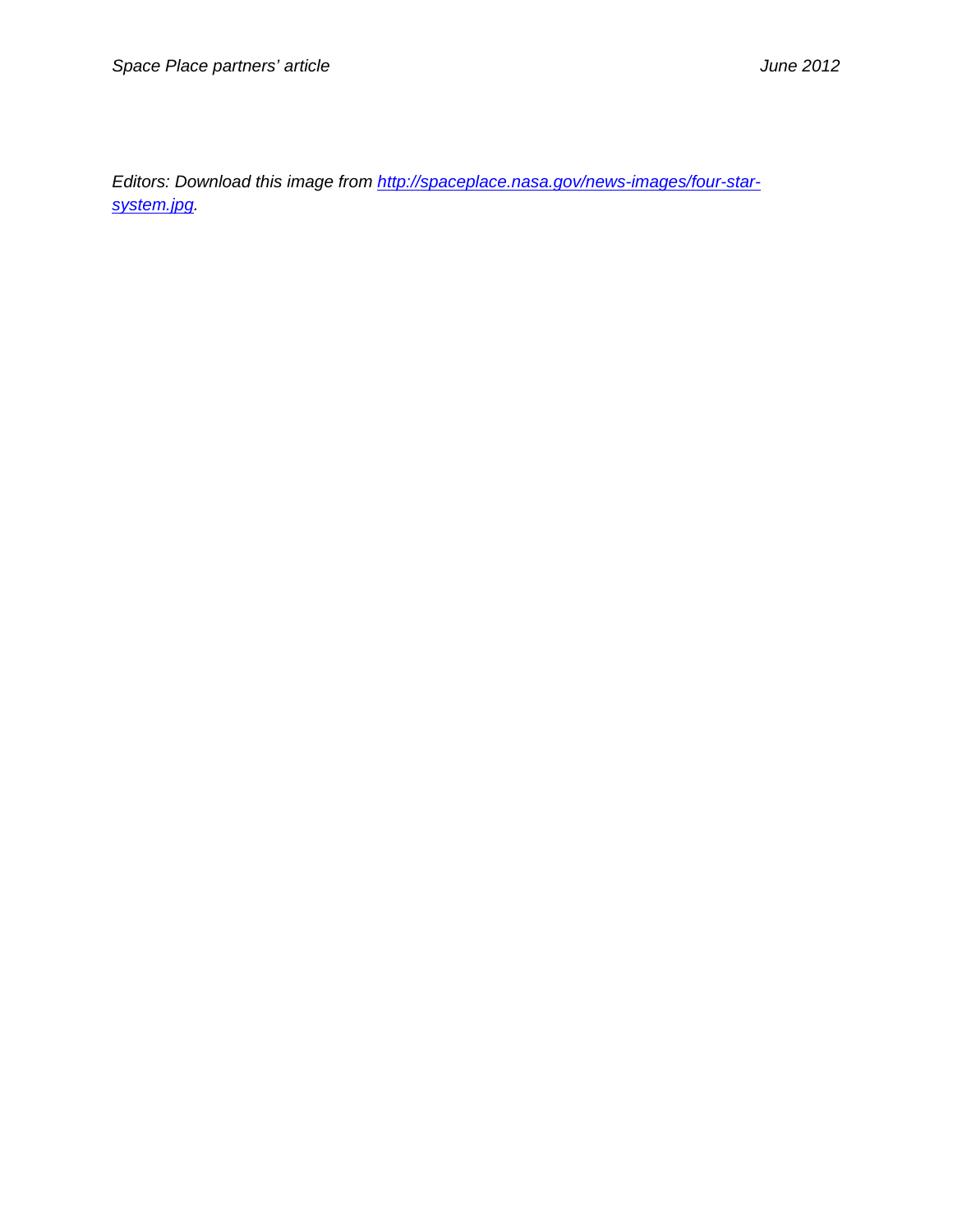*Editors: Download this image from [http://spaceplace.nasa.gov/news-images/four-star-system.jpg](http://spaceplace.nasa.gov/news-images/four-star-system.jpg).*